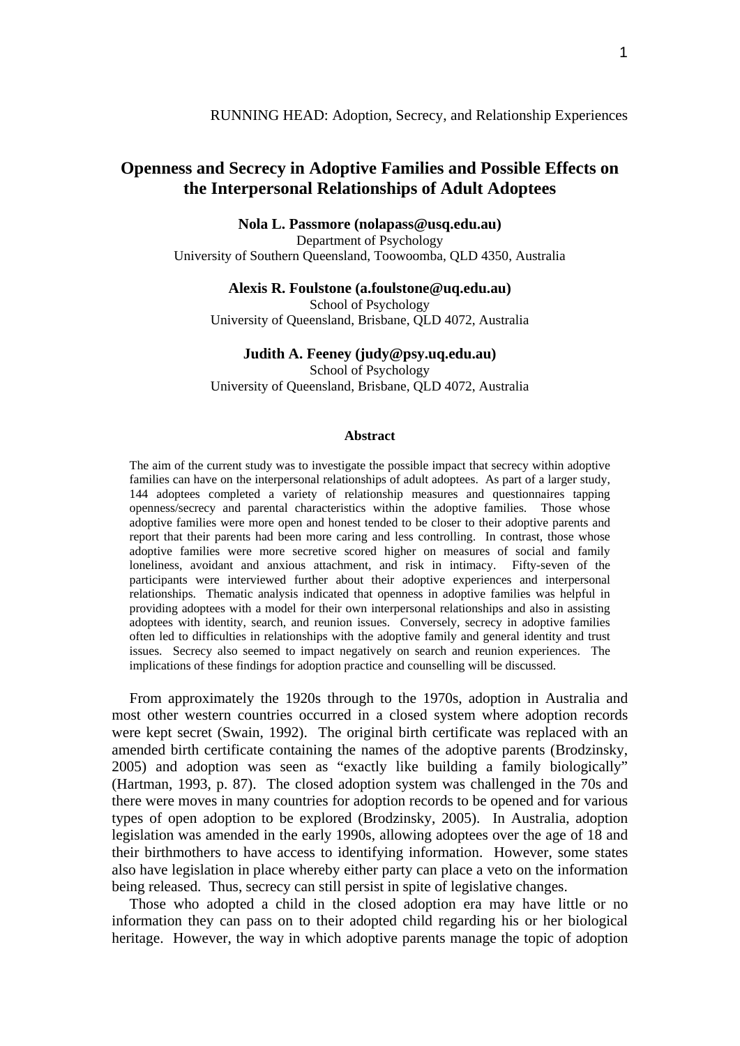# Openness and Secrecy in Adoptive Families and Possible Effects on the Interpersonal Relationships of Adult Adoptees

**Nola L. Passmore (nolapass@usq.edu.au)**
Department of Psychology
University of Southern Queensland, Toowoomba, QLD 4350, Australia

**Alexis R. Foulstone (a.foulstone@uq.edu.au)**
School of Psychology
University of Queensland, Brisbane, QLD 4072, Australia

**Judith A. Feeney (judy@psy.uq.edu.au)**
School of Psychology
University of Queensland, Brisbane, QLD 4072, Australia

## Abstract

The aim of the current study was to investigate the possible impact that secrecy within adoptive families can have on the interpersonal relationships of adult adoptees. As part of a larger study, 144 adoptees completed a variety of relationship measures and questionnaires tapping openness/secrecy and parental characteristics within the adoptive families. Those whose adoptive families were more open and honest tended to be closer to their adoptive parents and report that their parents had been more caring and less controlling. In contrast, those whose adoptive families were more secretive scored higher on measures of social and family loneliness, avoidant and anxious attachment, and risk in intimacy. Fifty-seven of the participants were interviewed further about their adoptive experiences and interpersonal relationships. Thematic analysis indicated that openness in adoptive families was helpful in providing adoptees with a model for their own interpersonal relationships and also in assisting adoptees with identity, search, and reunion issues. Conversely, secrecy in adoptive families often led to difficulties in relationships with the adoptive family and general identity and trust issues. Secrecy also seemed to impact negatively on search and reunion experiences. The implications of these findings for adoption practice and counselling will be discussed.

From approximately the 1920s through to the 1970s, adoption in Australia and most other western countries occurred in a closed system where adoption records were kept secret (Swain, 1992). The original birth certificate was replaced with an amended birth certificate containing the names of the adoptive parents (Brodzinsky, 2005) and adoption was seen as "exactly like building a family biologically" (Hartman, 1993, p. 87). The closed adoption system was challenged in the 70s and there were moves in many countries for adoption records to be opened and for various types of open adoption to be explored (Brodzinsky, 2005). In Australia, adoption legislation was amended in the early 1990s, allowing adoptees over the age of 18 and their birthmothers to have access to identifying information. However, some states also have legislation in place whereby either party can place a veto on the information being released. Thus, secrecy can still persist in spite of legislative changes.

Those who adopted a child in the closed adoption era may have little or no information they can pass on to their adopted child regarding his or her biological heritage. However, the way in which adoptive parents manage the topic of adoption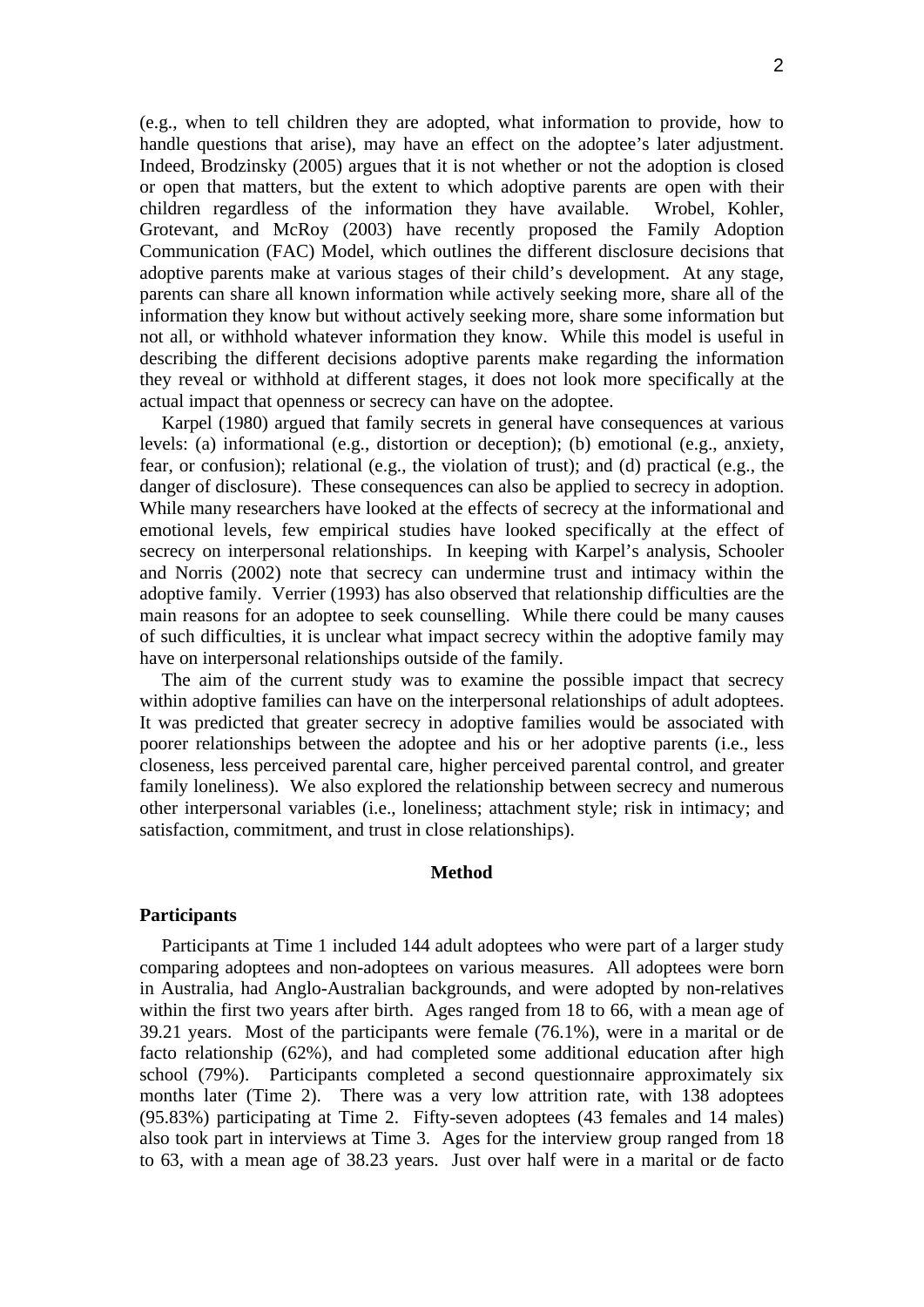(e.g., when to tell children they are adopted, what information to provide, how to handle questions that arise), may have an effect on the adoptee's later adjustment. Indeed, Brodzinsky (2005) argues that it is not whether or not the adoption is closed or open that matters, but the extent to which adoptive parents are open with their children regardless of the information they have available. Wrobel, Kohler, Grotevant, and McRoy (2003) have recently proposed the Family Adoption Communication (FAC) Model, which outlines the different disclosure decisions that adoptive parents make at various stages of their child's development. At any stage, parents can share all known information while actively seeking more, share all of the information they know but without actively seeking more, share some information but not all, or withhold whatever information they know. While this model is useful in describing the different decisions adoptive parents make regarding the information they reveal or withhold at different stages, it does not look more specifically at the actual impact that openness or secrecy can have on the adoptee.

Karpel (1980) argued that family secrets in general have consequences at various levels: (a) informational (e.g., distortion or deception); (b) emotional (e.g., anxiety, fear, or confusion); relational (e.g., the violation of trust); and (d) practical (e.g., the danger of disclosure). These consequences can also be applied to secrecy in adoption. While many researchers have looked at the effects of secrecy at the informational and emotional levels, few empirical studies have looked specifically at the effect of secrecy on interpersonal relationships. In keeping with Karpel's analysis, Schooler and Norris (2002) note that secrecy can undermine trust and intimacy within the adoptive family. Verrier (1993) has also observed that relationship difficulties are the main reasons for an adoptee to seek counselling. While there could be many causes of such difficulties, it is unclear what impact secrecy within the adoptive family may have on interpersonal relationships outside of the family.

The aim of the current study was to examine the possible impact that secrecy within adoptive families can have on the interpersonal relationships of adult adoptees. It was predicted that greater secrecy in adoptive families would be associated with poorer relationships between the adoptee and his or her adoptive parents (i.e., less closeness, less perceived parental care, higher perceived parental control, and greater family loneliness). We also explored the relationship between secrecy and numerous other interpersonal variables (i.e., loneliness; attachment style; risk in intimacy; and satisfaction, commitment, and trust in close relationships).

## Method

### Participants

Participants at Time 1 included 144 adult adoptees who were part of a larger study comparing adoptees and non-adoptees on various measures. All adoptees were born in Australia, had Anglo-Australian backgrounds, and were adopted by non-relatives within the first two years after birth. Ages ranged from 18 to 66, with a mean age of 39.21 years. Most of the participants were female (76.1%), were in a marital or de facto relationship (62%), and had completed some additional education after high school (79%). Participants completed a second questionnaire approximately six months later (Time 2). There was a very low attrition rate, with 138 adoptees (95.83%) participating at Time 2. Fifty-seven adoptees (43 females and 14 males) also took part in interviews at Time 3. Ages for the interview group ranged from 18 to 63, with a mean age of 38.23 years. Just over half were in a marital or de facto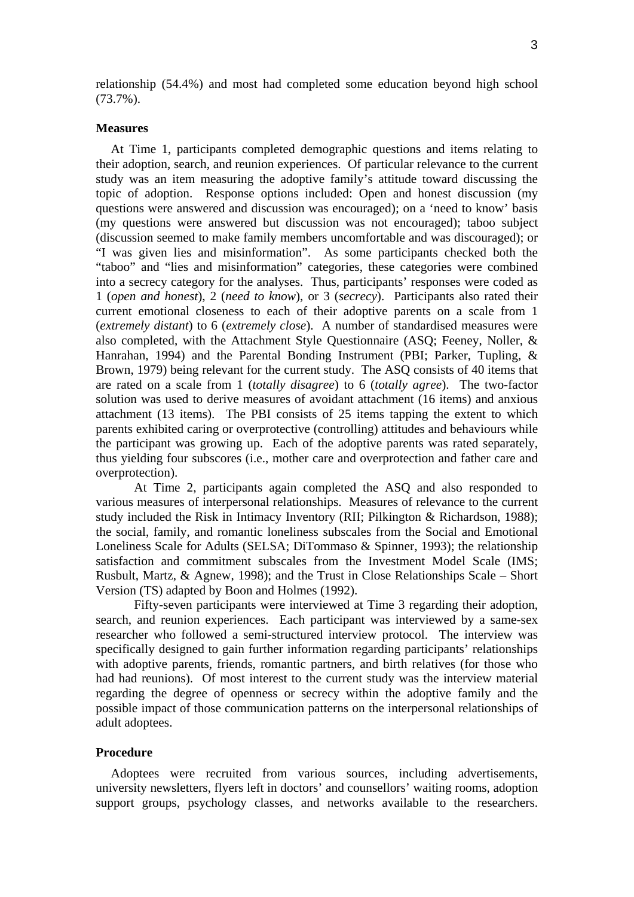relationship (54.4%) and most had completed some education beyond high school (73.7%).

### Measures

At Time 1, participants completed demographic questions and items relating to their adoption, search, and reunion experiences. Of particular relevance to the current study was an item measuring the adoptive family's attitude toward discussing the topic of adoption. Response options included: Open and honest discussion (my questions were answered and discussion was encouraged); on a 'need to know' basis (my questions were answered but discussion was not encouraged); taboo subject (discussion seemed to make family members uncomfortable and was discouraged); or "I was given lies and misinformation". As some participants checked both the "taboo" and "lies and misinformation" categories, these categories were combined into a secrecy category for the analyses. Thus, participants' responses were coded as 1 (*open and honest*), 2 (*need to know*), or 3 (*secrecy*). Participants also rated their current emotional closeness to each of their adoptive parents on a scale from 1 (*extremely distant*) to 6 (*extremely close*). A number of standardised measures were also completed, with the Attachment Style Questionnaire (ASQ; Feeney, Noller, & Hanrahan, 1994) and the Parental Bonding Instrument (PBI; Parker, Tupling, & Brown, 1979) being relevant for the current study. The ASQ consists of 40 items that are rated on a scale from 1 (*totally disagree*) to 6 (*totally agree*). The two-factor solution was used to derive measures of avoidant attachment (16 items) and anxious attachment (13 items). The PBI consists of 25 items tapping the extent to which parents exhibited caring or overprotective (controlling) attitudes and behaviours while the participant was growing up. Each of the adoptive parents was rated separately, thus yielding four subscores (i.e., mother care and overprotection and father care and overprotection).

At Time 2, participants again completed the ASQ and also responded to various measures of interpersonal relationships. Measures of relevance to the current study included the Risk in Intimacy Inventory (RII; Pilkington & Richardson, 1988); the social, family, and romantic loneliness subscales from the Social and Emotional Loneliness Scale for Adults (SELSA; DiTommaso & Spinner, 1993); the relationship satisfaction and commitment subscales from the Investment Model Scale (IMS; Rusbult, Martz, & Agnew, 1998); and the Trust in Close Relationships Scale – Short Version (TS) adapted by Boon and Holmes (1992).

Fifty-seven participants were interviewed at Time 3 regarding their adoption, search, and reunion experiences. Each participant was interviewed by a same-sex researcher who followed a semi-structured interview protocol. The interview was specifically designed to gain further information regarding participants' relationships with adoptive parents, friends, romantic partners, and birth relatives (for those who had had reunions). Of most interest to the current study was the interview material regarding the degree of openness or secrecy within the adoptive family and the possible impact of those communication patterns on the interpersonal relationships of adult adoptees.

### Procedure

Adoptees were recruited from various sources, including advertisements, university newsletters, flyers left in doctors' and counsellors' waiting rooms, adoption support groups, psychology classes, and networks available to the researchers.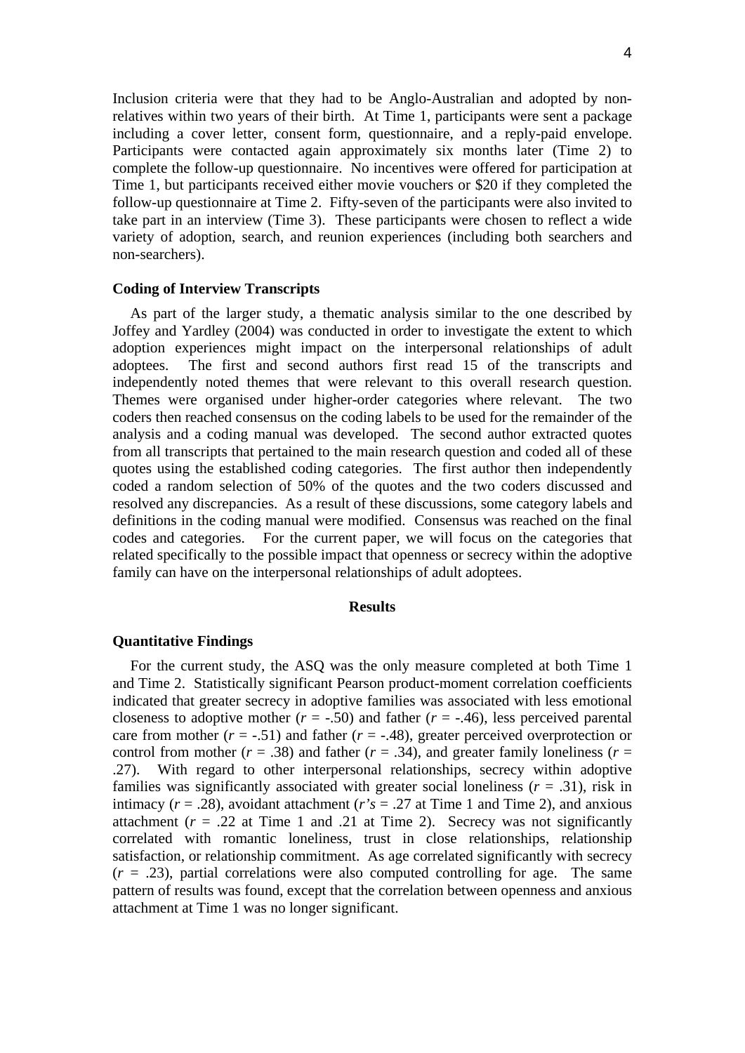Inclusion criteria were that they had to be Anglo-Australian and adopted by non-relatives within two years of their birth. At Time 1, participants were sent a package including a cover letter, consent form, questionnaire, and a reply-paid envelope. Participants were contacted again approximately six months later (Time 2) to complete the follow-up questionnaire. No incentives were offered for participation at Time 1, but participants received either movie vouchers or $20 if they completed the follow-up questionnaire at Time 2. Fifty-seven of the participants were also invited to take part in an interview (Time 3). These participants were chosen to reflect a wide variety of adoption, search, and reunion experiences (including both searchers and non-searchers).

### Coding of Interview Transcripts

As part of the larger study, a thematic analysis similar to the one described by Joffey and Yardley (2004) was conducted in order to investigate the extent to which adoption experiences might impact on the interpersonal relationships of adult adoptees. The first and second authors first read 15 of the transcripts and independently noted themes that were relevant to this overall research question. Themes were organised under higher-order categories where relevant. The two coders then reached consensus on the coding labels to be used for the remainder of the analysis and a coding manual was developed. The second author extracted quotes from all transcripts that pertained to the main research question and coded all of these quotes using the established coding categories. The first author then independently coded a random selection of 50% of the quotes and the two coders discussed and resolved any discrepancies. As a result of these discussions, some category labels and definitions in the coding manual were modified. Consensus was reached on the final codes and categories. For the current paper, we will focus on the categories that related specifically to the possible impact that openness or secrecy within the adoptive family can have on the interpersonal relationships of adult adoptees.

## Results

### Quantitative Findings

For the current study, the ASQ was the only measure completed at both Time 1 and Time 2. Statistically significant Pearson product-moment correlation coefficients indicated that greater secrecy in adoptive families was associated with less emotional closeness to adoptive mother ($r$ = -.50) and father ($r$ = -.46), less perceived parental care from mother ($r$ = -.51) and father ($r$ = -.48), greater perceived overprotection or control from mother ($r$ = .38) and father ($r$ = .34), and greater family loneliness ($r$ = .27). With regard to other interpersonal relationships, secrecy within adoptive families was significantly associated with greater social loneliness ($r$ = .31), risk in intimacy ($r$ = .28), avoidant attachment (*r's* = .27 at Time 1 and Time 2), and anxious attachment ($r$ = .22 at Time 1 and .21 at Time 2). Secrecy was not significantly correlated with romantic loneliness, trust in close relationships, relationship satisfaction, or relationship commitment. As age correlated significantly with secrecy ($r$ = .23), partial correlations were also computed controlling for age. The same pattern of results was found, except that the correlation between openness and anxious attachment at Time 1 was no longer significant.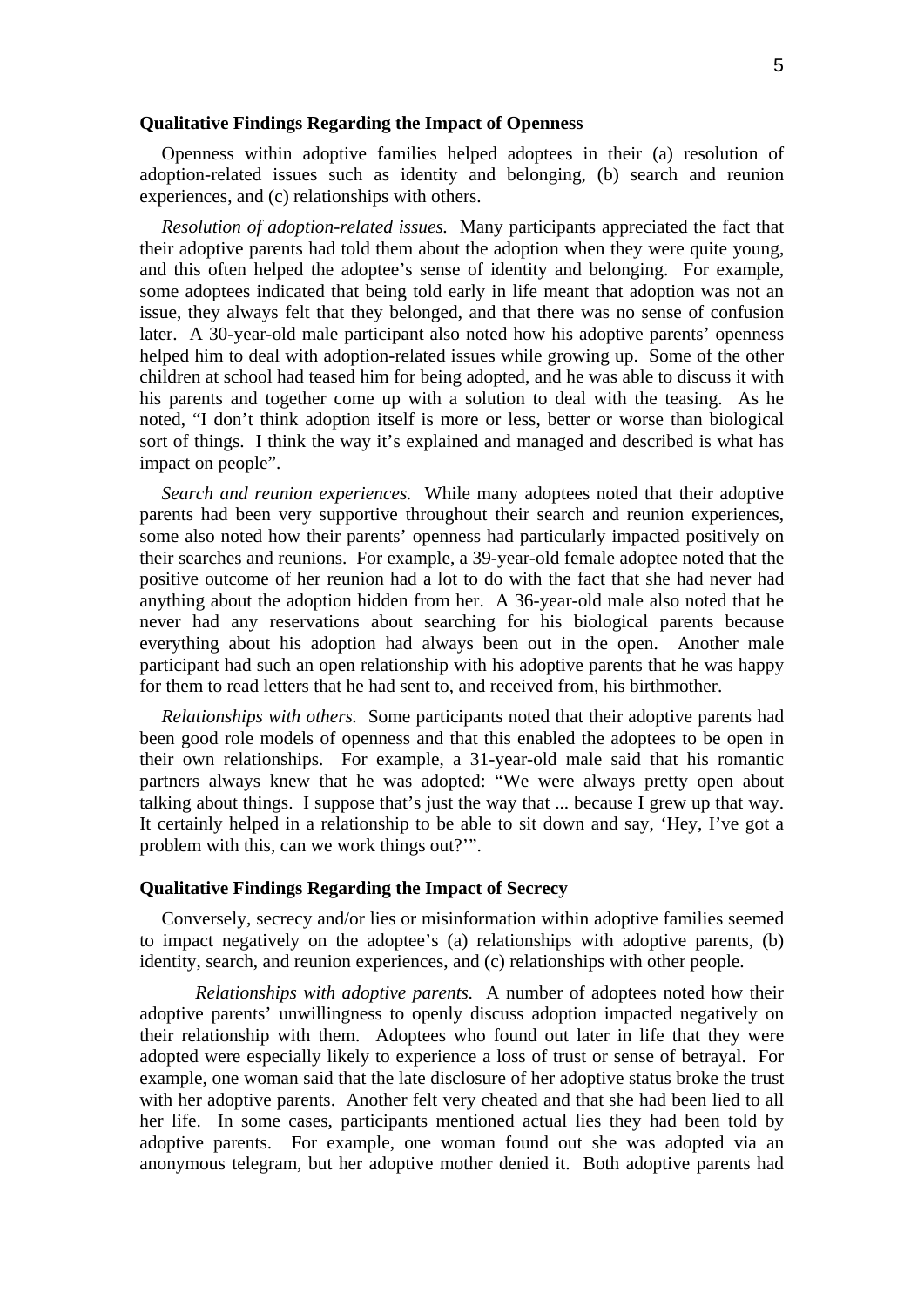### Qualitative Findings Regarding the Impact of Openness

Openness within adoptive families helped adoptees in their (a) resolution of adoption-related issues such as identity and belonging, (b) search and reunion experiences, and (c) relationships with others.

*Resolution of adoption-related issues.* Many participants appreciated the fact that their adoptive parents had told them about the adoption when they were quite young, and this often helped the adoptee's sense of identity and belonging. For example, some adoptees indicated that being told early in life meant that adoption was not an issue, they always felt that they belonged, and that there was no sense of confusion later. A 30-year-old male participant also noted how his adoptive parents' openness helped him to deal with adoption-related issues while growing up. Some of the other children at school had teased him for being adopted, and he was able to discuss it with his parents and together come up with a solution to deal with the teasing. As he noted, "I don't think adoption itself is more or less, better or worse than biological sort of things. I think the way it's explained and managed and described is what has impact on people".

*Search and reunion experiences.* While many adoptees noted that their adoptive parents had been very supportive throughout their search and reunion experiences, some also noted how their parents' openness had particularly impacted positively on their searches and reunions. For example, a 39-year-old female adoptee noted that the positive outcome of her reunion had a lot to do with the fact that she had never had anything about the adoption hidden from her. A 36-year-old male also noted that he never had any reservations about searching for his biological parents because everything about his adoption had always been out in the open. Another male participant had such an open relationship with his adoptive parents that he was happy for them to read letters that he had sent to, and received from, his birthmother.

*Relationships with others.* Some participants noted that their adoptive parents had been good role models of openness and that this enabled the adoptees to be open in their own relationships. For example, a 31-year-old male said that his romantic partners always knew that he was adopted: "We were always pretty open about talking about things. I suppose that's just the way that ... because I grew up that way. It certainly helped in a relationship to be able to sit down and say, 'Hey, I've got a problem with this, can we work things out?'".

### Qualitative Findings Regarding the Impact of Secrecy

Conversely, secrecy and/or lies or misinformation within adoptive families seemed to impact negatively on the adoptee's (a) relationships with adoptive parents, (b) identity, search, and reunion experiences, and (c) relationships with other people.

*Relationships with adoptive parents.* A number of adoptees noted how their adoptive parents' unwillingness to openly discuss adoption impacted negatively on their relationship with them. Adoptees who found out later in life that they were adopted were especially likely to experience a loss of trust or sense of betrayal. For example, one woman said that the late disclosure of her adoptive status broke the trust with her adoptive parents. Another felt very cheated and that she had been lied to all her life. In some cases, participants mentioned actual lies they had been told by adoptive parents. For example, one woman found out she was adopted via an anonymous telegram, but her adoptive mother denied it. Both adoptive parents had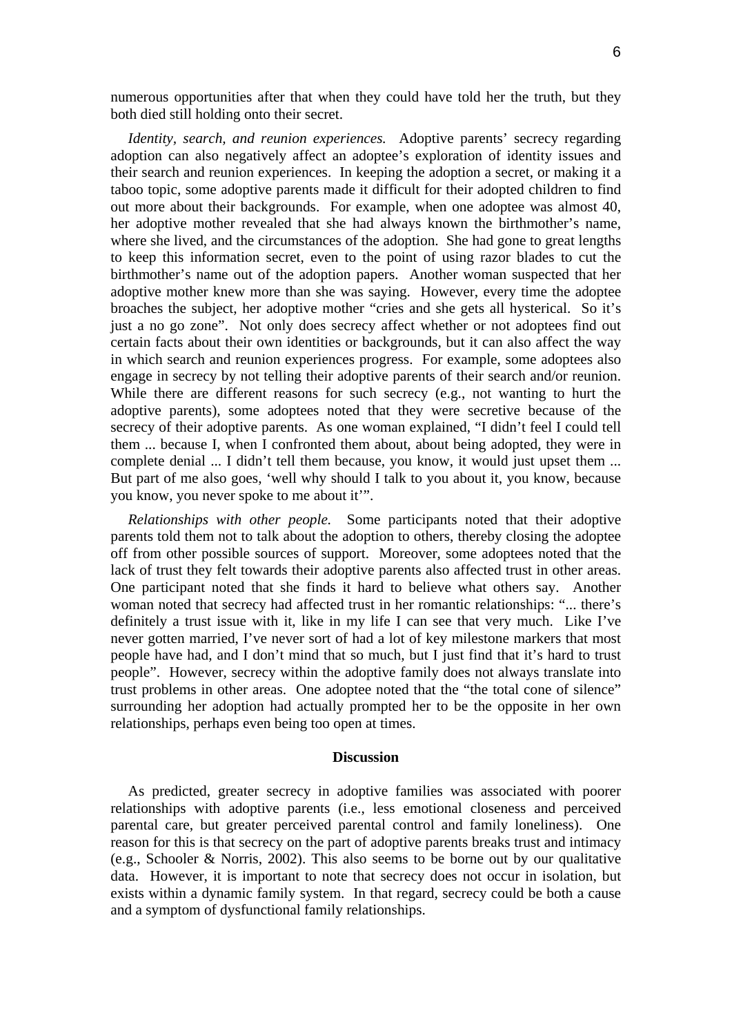numerous opportunities after that when they could have told her the truth, but they both died still holding onto their secret.

*Identity, search, and reunion experiences.* Adoptive parents' secrecy regarding adoption can also negatively affect an adoptee's exploration of identity issues and their search and reunion experiences. In keeping the adoption a secret, or making it a taboo topic, some adoptive parents made it difficult for their adopted children to find out more about their backgrounds. For example, when one adoptee was almost 40, her adoptive mother revealed that she had always known the birthmother's name, where she lived, and the circumstances of the adoption. She had gone to great lengths to keep this information secret, even to the point of using razor blades to cut the birthmother's name out of the adoption papers. Another woman suspected that her adoptive mother knew more than she was saying. However, every time the adoptee broaches the subject, her adoptive mother "cries and she gets all hysterical. So it's just a no go zone". Not only does secrecy affect whether or not adoptees find out certain facts about their own identities or backgrounds, but it can also affect the way in which search and reunion experiences progress. For example, some adoptees also engage in secrecy by not telling their adoptive parents of their search and/or reunion. While there are different reasons for such secrecy (e.g., not wanting to hurt the adoptive parents), some adoptees noted that they were secretive because of the secrecy of their adoptive parents. As one woman explained, "I didn't feel I could tell them ... because I, when I confronted them about, about being adopted, they were in complete denial ... I didn't tell them because, you know, it would just upset them ... But part of me also goes, 'well why should I talk to you about it, you know, because you know, you never spoke to me about it'".

*Relationships with other people.* Some participants noted that their adoptive parents told them not to talk about the adoption to others, thereby closing the adoptee off from other possible sources of support. Moreover, some adoptees noted that the lack of trust they felt towards their adoptive parents also affected trust in other areas. One participant noted that she finds it hard to believe what others say. Another woman noted that secrecy had affected trust in her romantic relationships: "... there's definitely a trust issue with it, like in my life I can see that very much. Like I've never gotten married, I've never sort of had a lot of key milestone markers that most people have had, and I don't mind that so much, but I just find that it's hard to trust people". However, secrecy within the adoptive family does not always translate into trust problems in other areas. One adoptee noted that the "the total cone of silence" surrounding her adoption had actually prompted her to be the opposite in her own relationships, perhaps even being too open at times.

## Discussion

As predicted, greater secrecy in adoptive families was associated with poorer relationships with adoptive parents (i.e., less emotional closeness and perceived parental care, but greater perceived parental control and family loneliness). One reason for this is that secrecy on the part of adoptive parents breaks trust and intimacy (e.g., Schooler & Norris, 2002). This also seems to be borne out by our qualitative data. However, it is important to note that secrecy does not occur in isolation, but exists within a dynamic family system. In that regard, secrecy could be both a cause and a symptom of dysfunctional family relationships.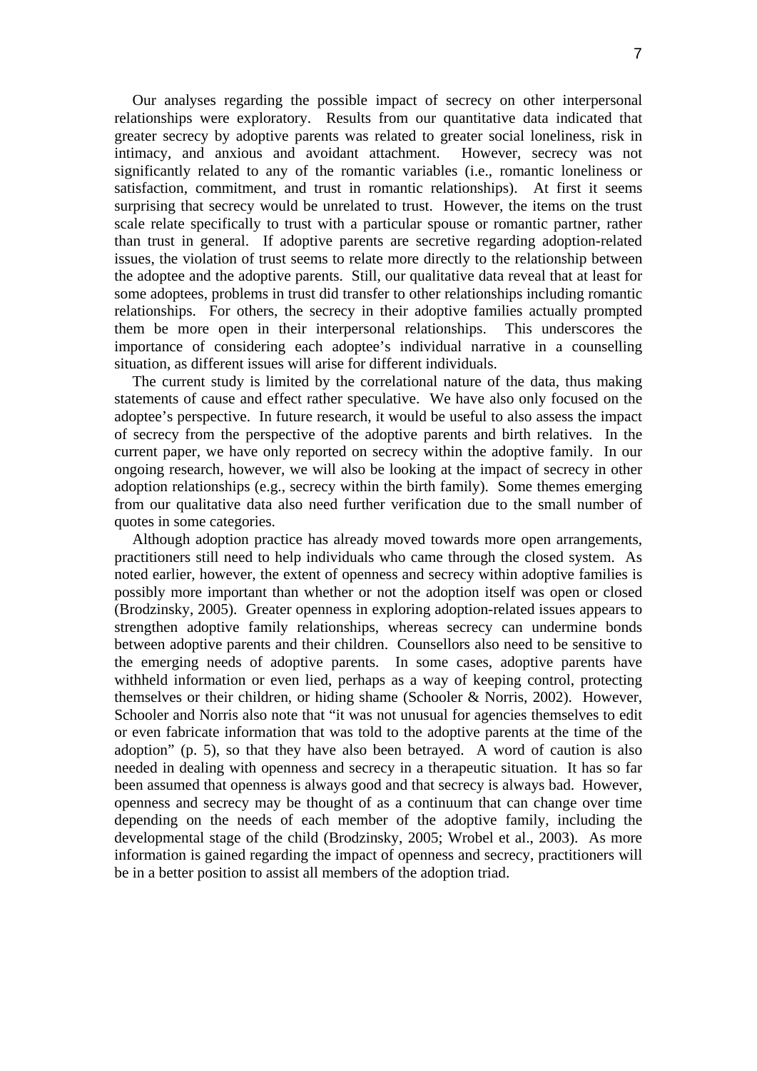Our analyses regarding the possible impact of secrecy on other interpersonal relationships were exploratory. Results from our quantitative data indicated that greater secrecy by adoptive parents was related to greater social loneliness, risk in intimacy, and anxious and avoidant attachment. However, secrecy was not significantly related to any of the romantic variables (i.e., romantic loneliness or satisfaction, commitment, and trust in romantic relationships). At first it seems surprising that secrecy would be unrelated to trust. However, the items on the trust scale relate specifically to trust with a particular spouse or romantic partner, rather than trust in general. If adoptive parents are secretive regarding adoption-related issues, the violation of trust seems to relate more directly to the relationship between the adoptee and the adoptive parents. Still, our qualitative data reveal that at least for some adoptees, problems in trust did transfer to other relationships including romantic relationships. For others, the secrecy in their adoptive families actually prompted them be more open in their interpersonal relationships. This underscores the importance of considering each adoptee's individual narrative in a counselling situation, as different issues will arise for different individuals.

The current study is limited by the correlational nature of the data, thus making statements of cause and effect rather speculative. We have also only focused on the adoptee's perspective. In future research, it would be useful to also assess the impact of secrecy from the perspective of the adoptive parents and birth relatives. In the current paper, we have only reported on secrecy within the adoptive family. In our ongoing research, however, we will also be looking at the impact of secrecy in other adoption relationships (e.g., secrecy within the birth family). Some themes emerging from our qualitative data also need further verification due to the small number of quotes in some categories.

Although adoption practice has already moved towards more open arrangements, practitioners still need to help individuals who came through the closed system. As noted earlier, however, the extent of openness and secrecy within adoptive families is possibly more important than whether or not the adoption itself was open or closed (Brodzinsky, 2005). Greater openness in exploring adoption-related issues appears to strengthen adoptive family relationships, whereas secrecy can undermine bonds between adoptive parents and their children. Counsellors also need to be sensitive to the emerging needs of adoptive parents. In some cases, adoptive parents have withheld information or even lied, perhaps as a way of keeping control, protecting themselves or their children, or hiding shame (Schooler & Norris, 2002). However, Schooler and Norris also note that "it was not unusual for agencies themselves to edit or even fabricate information that was told to the adoptive parents at the time of the adoption" (p. 5), so that they have also been betrayed. A word of caution is also needed in dealing with openness and secrecy in a therapeutic situation. It has so far been assumed that openness is always good and that secrecy is always bad. However, openness and secrecy may be thought of as a continuum that can change over time depending on the needs of each member of the adoptive family, including the developmental stage of the child (Brodzinsky, 2005; Wrobel et al., 2003). As more information is gained regarding the impact of openness and secrecy, practitioners will be in a better position to assist all members of the adoption triad.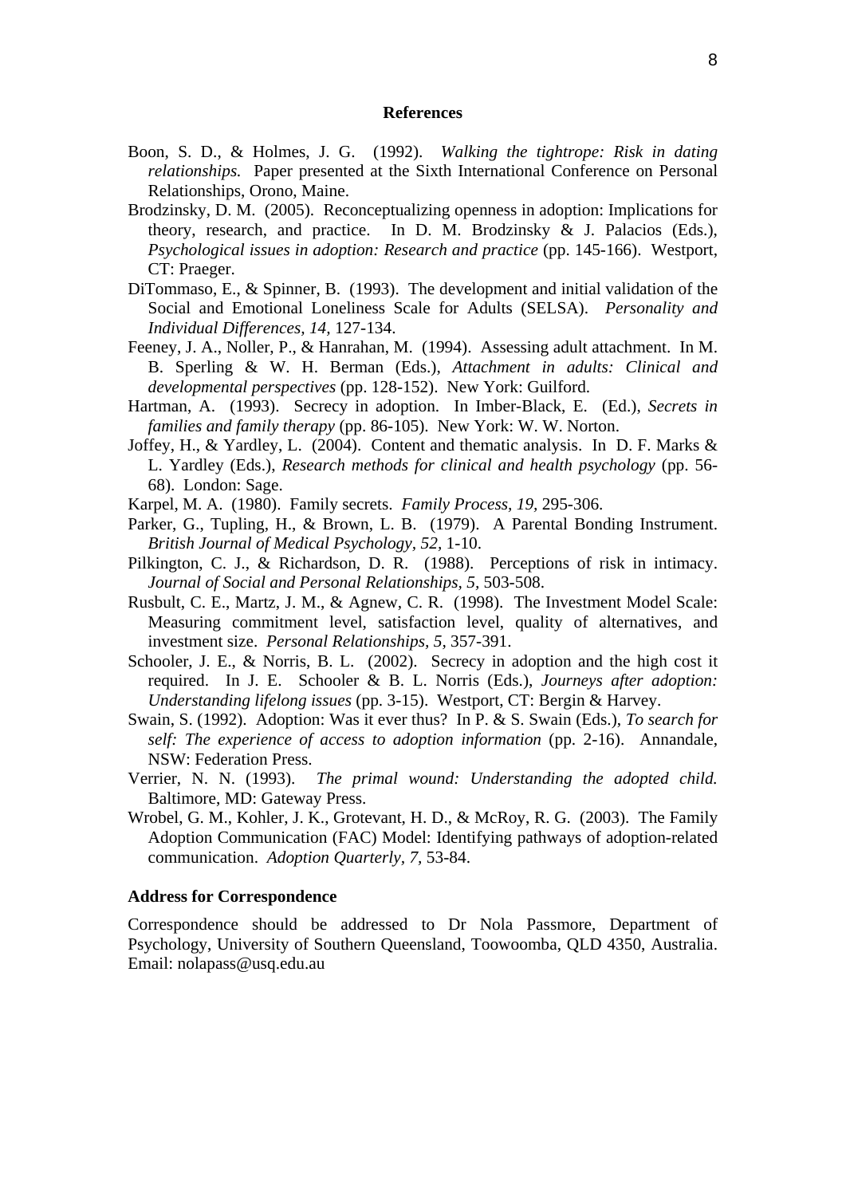## References

Boon, S. D., & Holmes, J. G. (1992). *Walking the tightrope: Risk in dating relationships.* Paper presented at the Sixth International Conference on Personal Relationships, Orono, Maine.

Brodzinsky, D. M. (2005). Reconceptualizing openness in adoption: Implications for theory, research, and practice. In D. M. Brodzinsky & J. Palacios (Eds.), *Psychological issues in adoption: Research and practice* (pp. 145-166). Westport, CT: Praeger.

DiTommaso, E., & Spinner, B. (1993). The development and initial validation of the Social and Emotional Loneliness Scale for Adults (SELSA). *Personality and Individual Differences, 14,* 127-134.

Feeney, J. A., Noller, P., & Hanrahan, M. (1994). Assessing adult attachment. In M. B. Sperling & W. H. Berman (Eds.), *Attachment in adults: Clinical and developmental perspectives* (pp. 128-152). New York: Guilford.

Hartman, A. (1993). Secrecy in adoption. In Imber-Black, E. (Ed.), *Secrets in families and family therapy* (pp. 86-105). New York: W. W. Norton.

Joffey, H., & Yardley, L. (2004). Content and thematic analysis. In D. F. Marks & L. Yardley (Eds.), *Research methods for clinical and health psychology* (pp. 56-68). London: Sage.

Karpel, M. A. (1980). Family secrets. *Family Process, 19,* 295-306.

Parker, G., Tupling, H., & Brown, L. B. (1979). A Parental Bonding Instrument. *British Journal of Medical Psychology, 52,* 1-10.

Pilkington, C. J., & Richardson, D. R. (1988). Perceptions of risk in intimacy. *Journal of Social and Personal Relationships, 5,* 503-508.

Rusbult, C. E., Martz, J. M., & Agnew, C. R. (1998). The Investment Model Scale: Measuring commitment level, satisfaction level, quality of alternatives, and investment size. *Personal Relationships, 5,* 357-391.

Schooler, J. E., & Norris, B. L. (2002). Secrecy in adoption and the high cost it required. In J. E. Schooler & B. L. Norris (Eds.), *Journeys after adoption: Understanding lifelong issues* (pp. 3-15). Westport, CT: Bergin & Harvey.

Swain, S. (1992). Adoption: Was it ever thus? In P. & S. Swain (Eds.), *To search for self: The experience of access to adoption information* (pp. 2-16). Annandale, NSW: Federation Press.

Verrier, N. N. (1993). *The primal wound: Understanding the adopted child.* Baltimore, MD: Gateway Press.

Wrobel, G. M., Kohler, J. K., Grotevant, H. D., & McRoy, R. G. (2003). The Family Adoption Communication (FAC) Model: Identifying pathways of adoption-related communication. *Adoption Quarterly, 7,* 53-84.

### Address for Correspondence

Correspondence should be addressed to Dr Nola Passmore, Department of Psychology, University of Southern Queensland, Toowoomba, QLD 4350, Australia. Email: nolapass@usq.edu.au